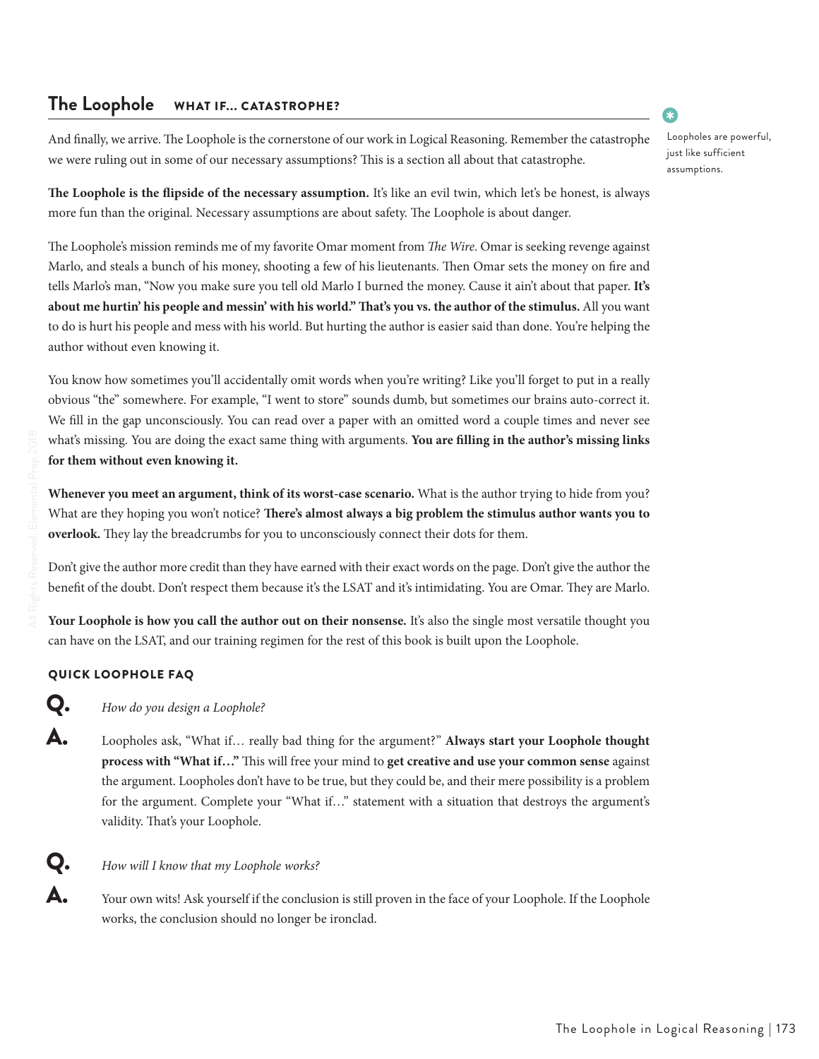## The Loophole WHAT IF… CATASTROPHE?

And finally, we arrive. The Loophole is the cornerstone of our work in Logical Reasoning. Remember the catastrophe we were ruling out in some of our necessary assumptions? This is a section all about that catastrophe.

Loopholes are powerful, just like sufficient assumptions.

**The Loophole is the flipside of the necessary assumption.** It's like an evil twin, which let's be honest, is always more fun than the original. Necessary assumptions are about safety. The Loophole is about danger.

The Loophole's mission reminds me of my favorite Omar moment from *The Wire*. Omar is seeking revenge against Marlo, and steals a bunch of his money, shooting a few of his lieutenants. Then Omar sets the money on fire and tells Marlo's man, "Now you make sure you tell old Marlo I burned the money. Cause it ain't about that paper. **It's about me hurtin' his people and messin' with his world." That's you vs. the author of the stimulus.** All you want to do is hurt his people and mess with his world. But hurting the author is easier said than done. You're helping the author without even knowing it.

You know how sometimes you'll accidentally omit words when you're writing? Like you'll forget to put in a really obvious "the" somewhere. For example, "I went to store" sounds dumb, but sometimes our brains auto-correct it. We fill in the gap unconsciously. You can read over a paper with an omitted word a couple times and never see what's missing. You are doing the exact same thing with arguments. **You are filling in the author's missing links for them without even knowing it.**

**Whenever you meet an argument, think of its worst-case scenario.** What is the author trying to hide from you? What are they hoping you won't notice? **There's almost always a big problem the stimulus author wants you to overlook.** They lay the breadcrumbs for you to unconsciously connect their dots for them.

Don't give the author more credit than they have earned with their exact words on the page. Don't give the author the benefit of the doubt. Don't respect them because it's the LSAT and it's intimidating. You are Omar. They are Marlo.

**Your Loophole is how you call the author out on their nonsense.** It's also the single most versatile thought you can have on the LSAT, and our training regimen for the rest of this book is built upon the Loophole.

### QUICK LOOPHOLE FAQ

**Q.** *How do you design a Loophole?*

**A.** Loopholes ask, "What if… really bad thing for the argument?" **Always start your Loophole thought process with "What if…"** This will free your mind to **get creative and use your common sense** against the argument. Loopholes don't have to be true, but they could be, and their mere possibility is a problem for the argument. Complete your "What if…" statement with a situation that destroys the argument's validity. That's your Loophole.

**Q.** *How will I know that my Loophole works?*

**A.** Your own wits! Ask yourself if the conclusion is still proven in the face of your Loophole. If the Loophole works, the conclusion should no longer be ironclad.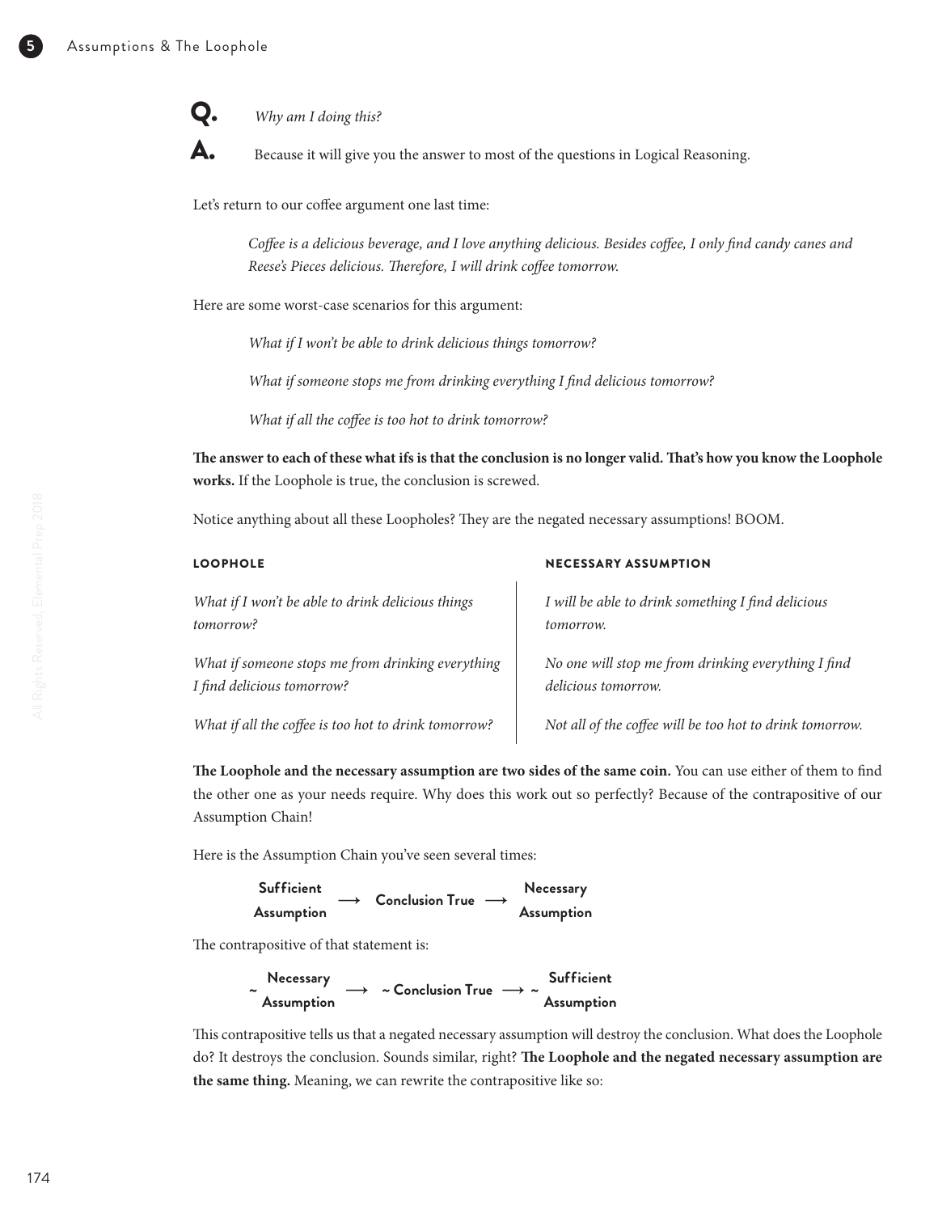**Q.** *Why am I doing this?*

**A.** Because it will give you the answer to most of the questions in Logical Reasoning.

Let's return to our coffee argument one last time:

> *Coffee is a delicious beverage, and I love anything delicious. Besides coffee, I only find candy canes and Reese's Pieces delicious. Therefore, I will drink coffee tomorrow.*

Here are some worst-case scenarios for this argument:

> *What if I won't be able to drink delicious things tomorrow?*
>
> *What if someone stops me from drinking everything I find delicious tomorrow?*
>
> *What if all the coffee is too hot to drink tomorrow?*

**The answer to each of these what ifs is that the conclusion is no longer valid. That's how you know the Loophole works.** If the Loophole is true, the conclusion is screwed.

Notice anything about all these Loopholes? They are the negated necessary assumptions! BOOM.

| LOOPHOLE | NECESSARY ASSUMPTION |
| --- | --- |
| *What if I won't be able to drink delicious things tomorrow?* | *I will be able to drink something I find delicious tomorrow.* |
| *What if someone stops me from drinking everything I find delicious tomorrow?* | *No one will stop me from drinking everything I find delicious tomorrow.* |
| *What if all the coffee is too hot to drink tomorrow?* | *Not all of the coffee will be too hot to drink tomorrow.* |

**The Loophole and the necessary assumption are two sides of the same coin.** You can use either of them to find the other one as your needs require. Why does this work out so perfectly? Because of the contrapositive of our Assumption Chain!

Here is the Assumption Chain you've seen several times:

**Sufficient Assumption** ⟶ **Conclusion True** ⟶ **Necessary Assumption**

The contrapositive of that statement is:

**~ Necessary Assumption** ⟶ **~ Conclusion True** ⟶ **~ Sufficient Assumption**

This contrapositive tells us that a negated necessary assumption will destroy the conclusion. What does the Loophole do? It destroys the conclusion. Sounds similar, right? **The Loophole and the negated necessary assumption are the same thing.** Meaning, we can rewrite the contrapositive like so: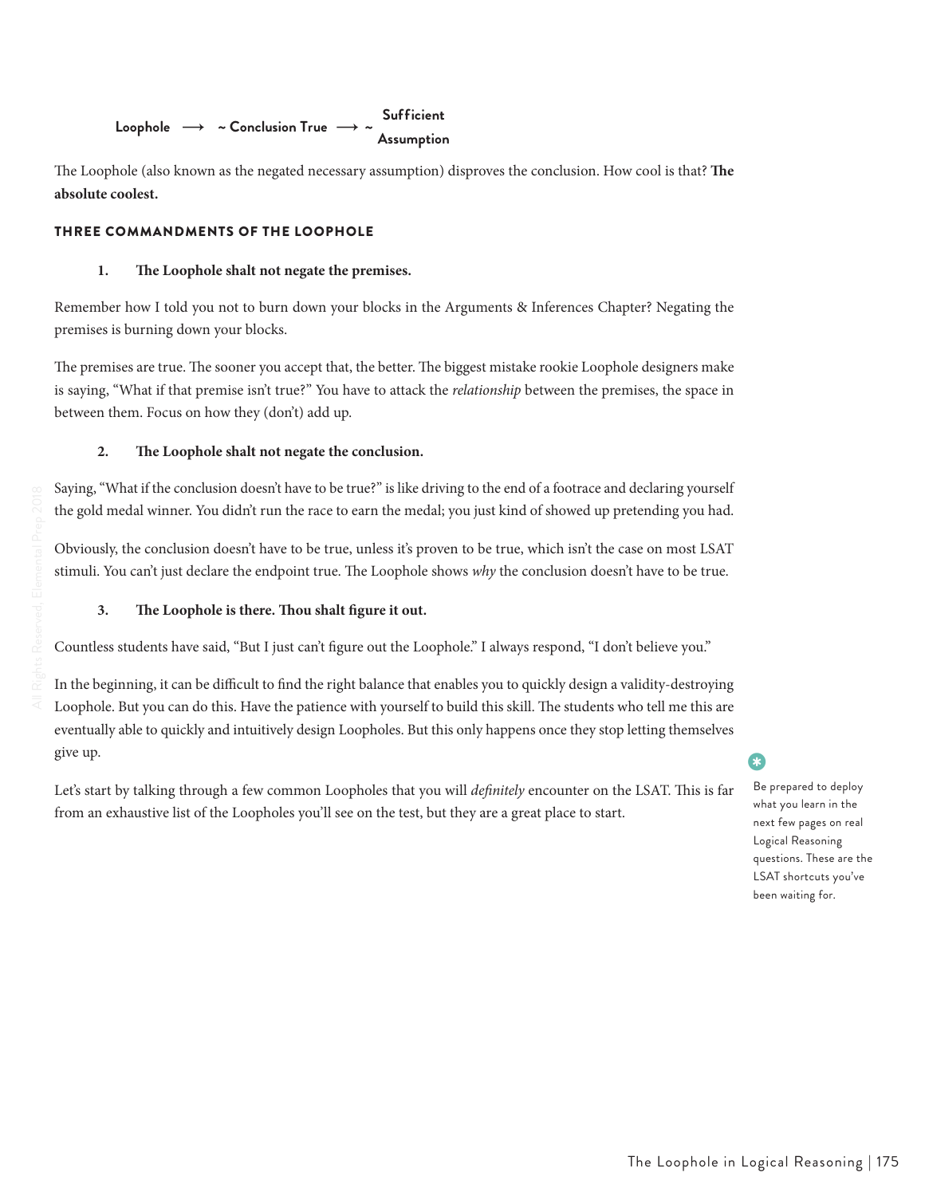Loophole ⟶ ~ Conclusion True ⟶ ~ Sufficient Assumption

The Loophole (also known as the negated necessary assumption) disproves the conclusion. How cool is that? **The absolute coolest.**

### THREE COMMANDMENTS OF THE LOOPHOLE

**1. The Loophole shalt not negate the premises.**

Remember how I told you not to burn down your blocks in the Arguments & Inferences Chapter? Negating the premises is burning down your blocks.

The premises are true. The sooner you accept that, the better. The biggest mistake rookie Loophole designers make is saying, "What if that premise isn't true?" You have to attack the *relationship* between the premises, the space in between them. Focus on how they (don't) add up.

**2. The Loophole shalt not negate the conclusion.**

Saying, "What if the conclusion doesn't have to be true?" is like driving to the end of a footrace and declaring yourself the gold medal winner. You didn't run the race to earn the medal; you just kind of showed up pretending you had.

Obviously, the conclusion doesn't have to be true, unless it's proven to be true, which isn't the case on most LSAT stimuli. You can't just declare the endpoint true. The Loophole shows *why* the conclusion doesn't have to be true.

**3. The Loophole is there. Thou shalt figure it out.**

Countless students have said, "But I just can't figure out the Loophole." I always respond, "I don't believe you."

In the beginning, it can be difficult to find the right balance that enables you to quickly design a validity-destroying Loophole. But you can do this. Have the patience with yourself to build this skill. The students who tell me this are eventually able to quickly and intuitively design Loopholes. But this only happens once they stop letting themselves give up.

Let's start by talking through a few common Loopholes that you will *definitely* encounter on the LSAT. This is far from an exhaustive list of the Loopholes you'll see on the test, but they are a great place to start.

Be prepared to deploy what you learn in the next few pages on real Logical Reasoning questions. These are the LSAT shortcuts you've been waiting for.